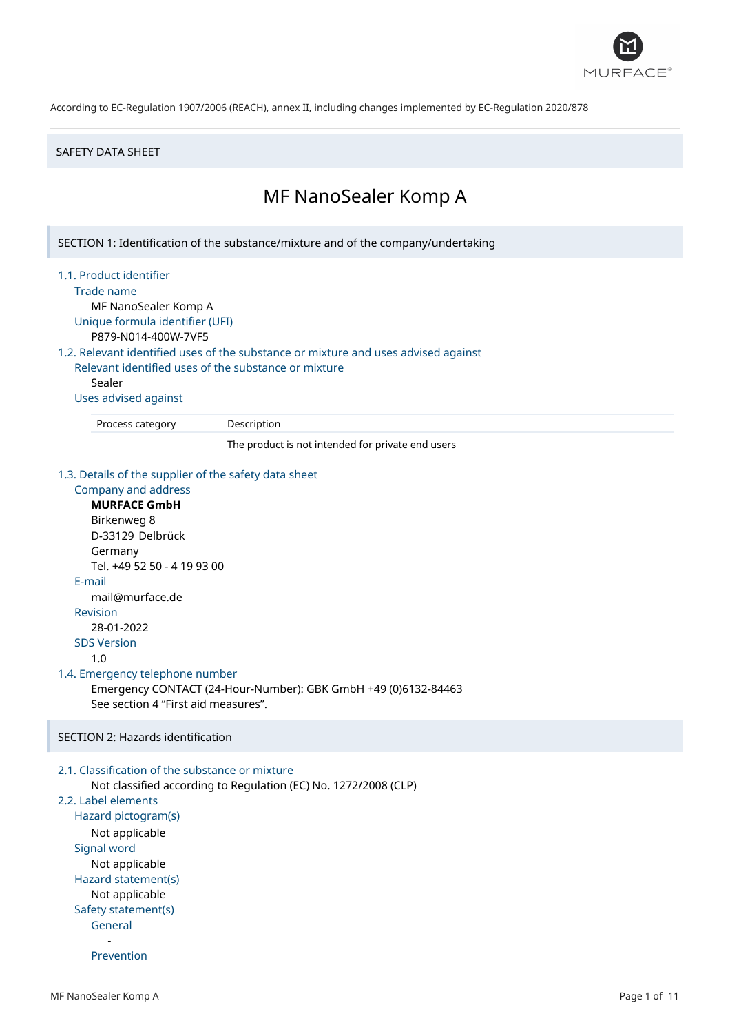According to EC-Regulation 1907/2006 (REACH), annex II, including changes implemented by EC-Regulation 2020/878

SAFETY DATA SHEET

# MF NanoSealer Komp A

## SECTION 1: Identification of the substance/mixture and of the company/undertaking

### 1.1. Product identifier

Trade name

MF NanoSealer Komp A

Unique formula identifier (UFI)

P879-N014-400W-7VF5

### 1.2. Relevant identified uses of the substance or mixture and uses advised against

Relevant identified uses of the substance or mixture

Sealer

Uses advised against

| Process category | Description |
|---|---|
| | The product is not intended for private end users |

### 1.3. Details of the supplier of the safety data sheet

Company and address

**MURFACE GmbH**
Birkenweg 8
D-33129 Delbrück
Germany
Tel. +49 52 50 - 4 19 93 00

E-mail

mail@murface.de

Revision

28-01-2022

SDS Version

1.0

### 1.4. Emergency telephone number

Emergency CONTACT (24-Hour-Number): GBK GmbH +49 (0)6132-84463
See section 4 "First aid measures".

## SECTION 2: Hazards identification

### 2.1. Classification of the substance or mixture

Not classified according to Regulation (EC) No. 1272/2008 (CLP)

### 2.2. Label elements

Hazard pictogram(s)

Not applicable

Signal word

Not applicable

Hazard statement(s)

Not applicable

Safety statement(s)

General

-

Prevention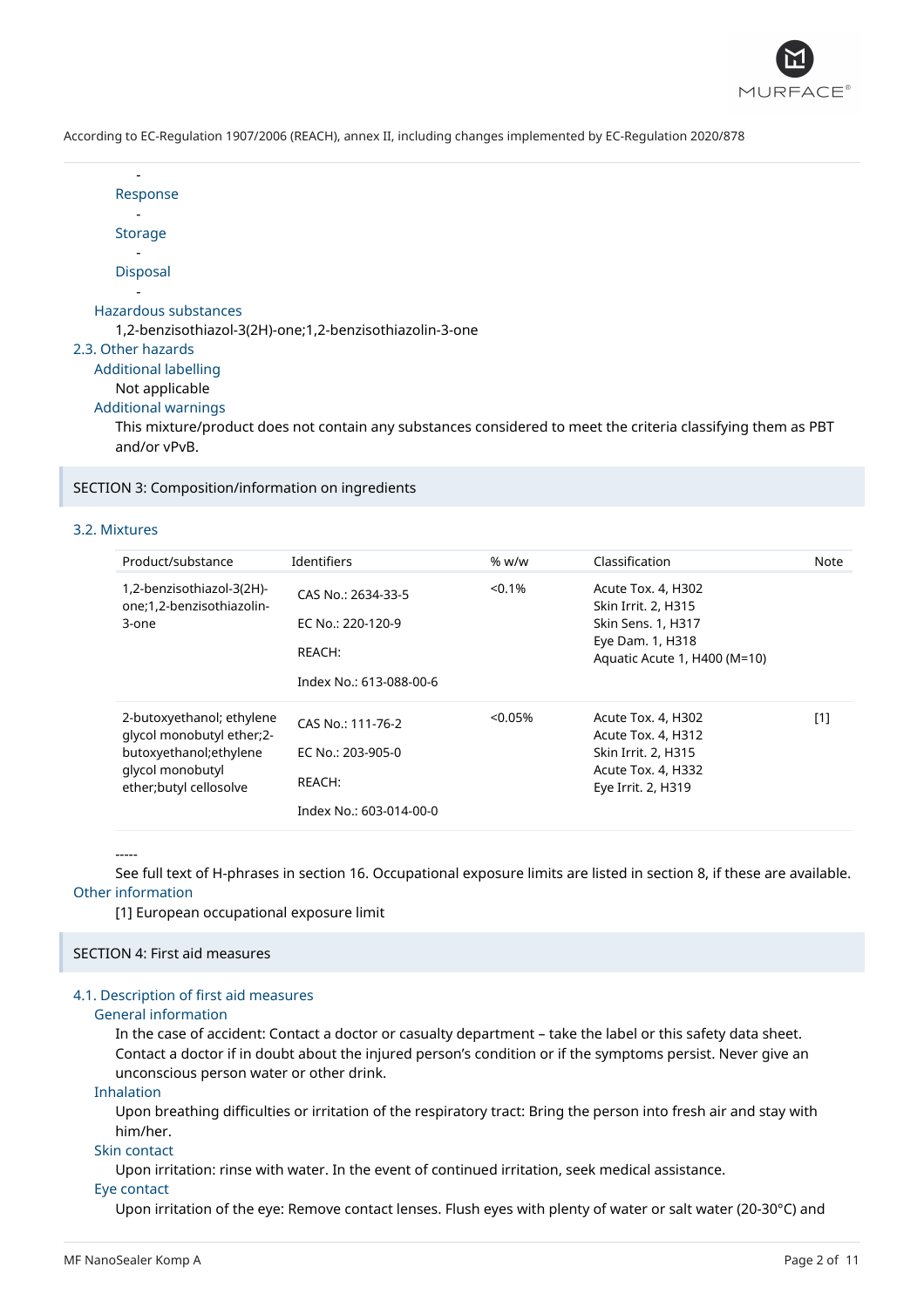-

Response

-

Storage

-

Disposal

-

Hazardous substances

1,2-benzisothiazol-3(2H)-one;1,2-benzisothiazolin-3-one

### 2.3. Other hazards

Additional labelling

Not applicable

Additional warnings

This mixture/product does not contain any substances considered to meet the criteria classifying them as PBT and/or vPvB.

## SECTION 3: Composition/information on ingredients

### 3.2. Mixtures

| Product/substance | Identifiers | % w/w | Classification | Note |
|---|---|---|---|---|
| 1,2-benzisothiazol-3(2H)-one;1,2-benzisothiazolin-3-one | CAS No.: 2634-33-5<br>EC No.: 220-120-9<br>REACH:<br>Index No.: 613-088-00-6 | <0.1% | Acute Tox. 4, H302<br>Skin Irrit. 2, H315<br>Skin Sens. 1, H317<br>Eye Dam. 1, H318<br>Aquatic Acute 1, H400 (M=10) | |
| 2-butoxyethanol; ethylene glycol monobutyl ether;2-butoxyethanol;ethylene glycol monobutyl ether;butyl cellosolve | CAS No.: 111-76-2<br>EC No.: 203-905-0<br>REACH:<br>Index No.: 603-014-00-0 | <0.05% | Acute Tox. 4, H302<br>Acute Tox. 4, H312<br>Skin Irrit. 2, H315<br>Acute Tox. 4, H332<br>Eye Irrit. 2, H319 | [1] |

-----

See full text of H-phrases in section 16. Occupational exposure limits are listed in section 8, if these are available.

Other information

[1] European occupational exposure limit

## SECTION 4: First aid measures

### 4.1. Description of first aid measures

General information

In the case of accident: Contact a doctor or casualty department – take the label or this safety data sheet. Contact a doctor if in doubt about the injured person's condition or if the symptoms persist. Never give an unconscious person water or other drink.

Inhalation

Upon breathing difficulties or irritation of the respiratory tract: Bring the person into fresh air and stay with him/her.

Skin contact

Upon irritation: rinse with water. In the event of continued irritation, seek medical assistance.

Eye contact

Upon irritation of the eye: Remove contact lenses. Flush eyes with plenty of water or salt water (20-30°C) and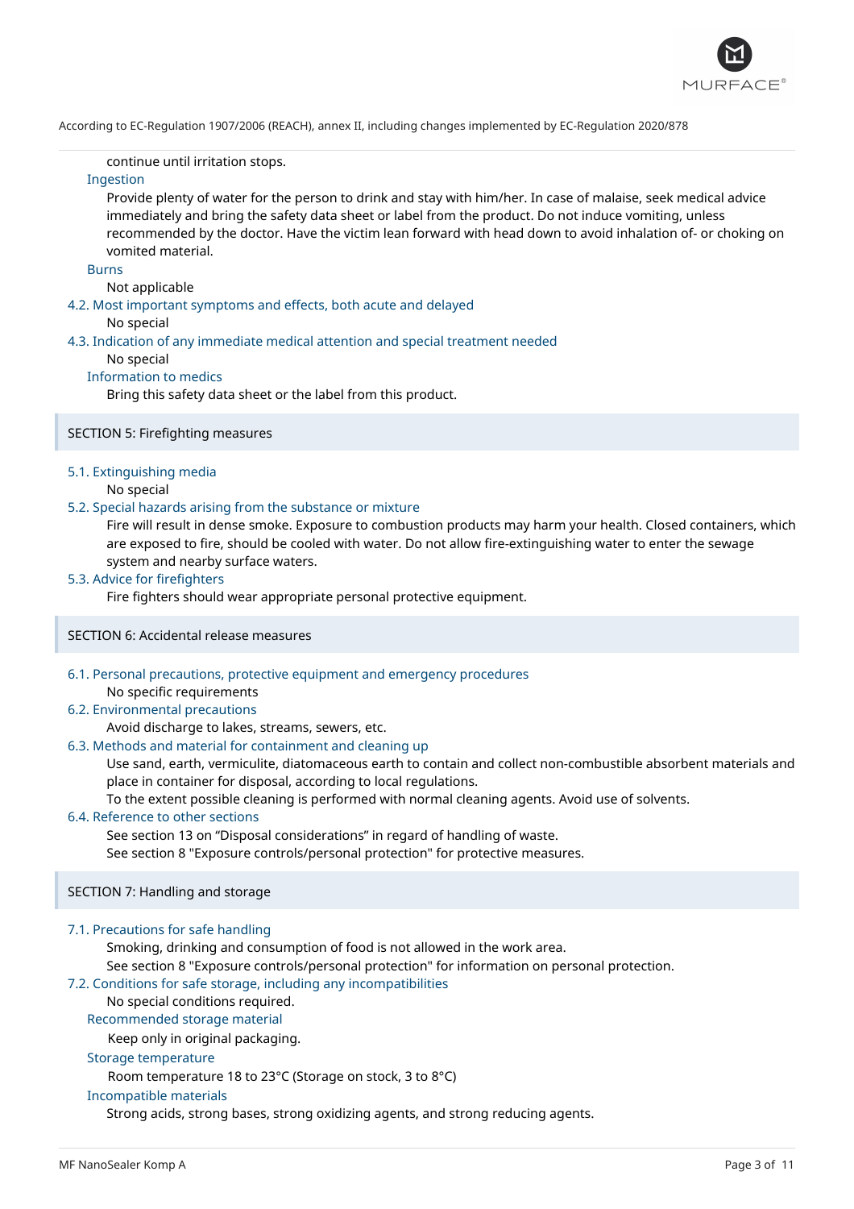continue until irritation stops.

### Ingestion

Provide plenty of water for the person to drink and stay with him/her. In case of malaise, seek medical advice immediately and bring the safety data sheet or label from the product. Do not induce vomiting, unless recommended by the doctor. Have the victim lean forward with head down to avoid inhalation of- or choking on vomited material.

### Burns

Not applicable

### 4.2. Most important symptoms and effects, both acute and delayed

No special

### 4.3. Indication of any immediate medical attention and special treatment needed

No special

### Information to medics

Bring this safety data sheet or the label from this product.

## SECTION 5: Firefighting measures

### 5.1. Extinguishing media

No special

### 5.2. Special hazards arising from the substance or mixture

Fire will result in dense smoke. Exposure to combustion products may harm your health. Closed containers, which are exposed to fire, should be cooled with water. Do not allow fire-extinguishing water to enter the sewage system and nearby surface waters.

### 5.3. Advice for firefighters

Fire fighters should wear appropriate personal protective equipment.

## SECTION 6: Accidental release measures

### 6.1. Personal precautions, protective equipment and emergency procedures

No specific requirements

### 6.2. Environmental precautions

Avoid discharge to lakes, streams, sewers, etc.

### 6.3. Methods and material for containment and cleaning up

Use sand, earth, vermiculite, diatomaceous earth to contain and collect non-combustible absorbent materials and place in container for disposal, according to local regulations.

To the extent possible cleaning is performed with normal cleaning agents. Avoid use of solvents.

### 6.4. Reference to other sections

See section 13 on "Disposal considerations" in regard of handling of waste.

See section 8 "Exposure controls/personal protection" for protective measures.

## SECTION 7: Handling and storage

### 7.1. Precautions for safe handling

Smoking, drinking and consumption of food is not allowed in the work area.

See section 8 "Exposure controls/personal protection" for information on personal protection.

### 7.2. Conditions for safe storage, including any incompatibilities

No special conditions required.

### Recommended storage material

Keep only in original packaging.

### Storage temperature

Room temperature 18 to 23°C (Storage on stock, 3 to 8°C)

### Incompatible materials

Strong acids, strong bases, strong oxidizing agents, and strong reducing agents.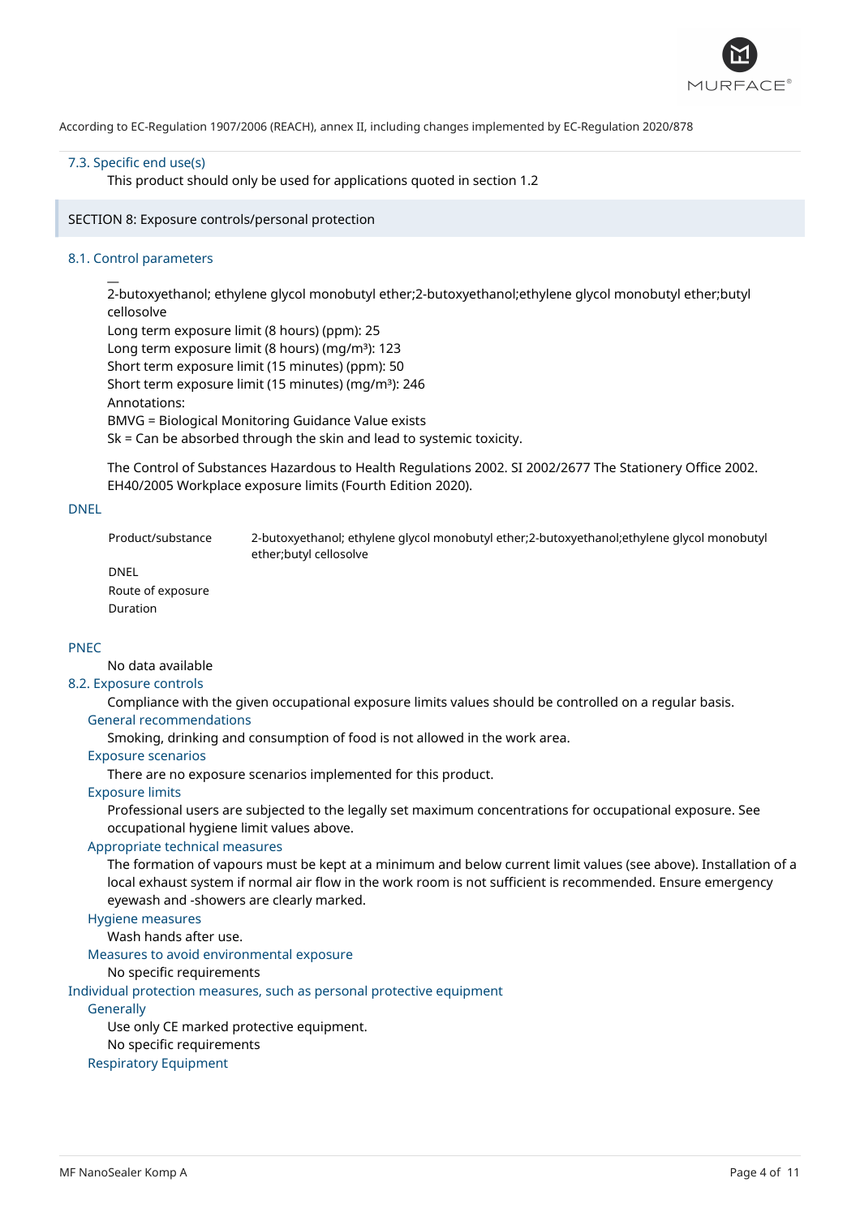According to EC-Regulation 1907/2006 (REACH), annex II, including changes implemented by EC-Regulation 2020/878

### 7.3. Specific end use(s)

This product should only be used for applications quoted in section 1.2

## SECTION 8: Exposure controls/personal protection

### 8.1. Control parameters

__
2-butoxyethanol; ethylene glycol monobutyl ether;2-butoxyethanol;ethylene glycol monobutyl ether;butyl cellosolve
Long term exposure limit (8 hours) (ppm): 25
Long term exposure limit (8 hours) (mg/m³): 123
Short term exposure limit (15 minutes) (ppm): 50
Short term exposure limit (15 minutes) (mg/m³): 246
Annotations:
BMVG = Biological Monitoring Guidance Value exists
Sk = Can be absorbed through the skin and lead to systemic toxicity.

The Control of Substances Hazardous to Health Regulations 2002. SI 2002/2677 The Stationery Office 2002. EH40/2005 Workplace exposure limits (Fourth Edition 2020).

### DNEL

| Product/substance | 2-butoxyethanol; ethylene glycol monobutyl ether;2-butoxyethanol;ethylene glycol monobutyl ether;butyl cellosolve |
|---|---|
| DNEL | |
| Route of exposure | |
| Duration | |

### PNEC

No data available

### 8.2. Exposure controls

Compliance with the given occupational exposure limits values should be controlled on a regular basis.

#### General recommendations

Smoking, drinking and consumption of food is not allowed in the work area.

#### Exposure scenarios

There are no exposure scenarios implemented for this product.

#### Exposure limits

Professional users are subjected to the legally set maximum concentrations for occupational exposure. See occupational hygiene limit values above.

#### Appropriate technical measures

The formation of vapours must be kept at a minimum and below current limit values (see above). Installation of a local exhaust system if normal air flow in the work room is not sufficient is recommended. Ensure emergency eyewash and -showers are clearly marked.

#### Hygiene measures

Wash hands after use.

#### Measures to avoid environmental exposure

No specific requirements

### Individual protection measures, such as personal protective equipment

#### Generally

Use only CE marked protective equipment.
No specific requirements

#### Respiratory Equipment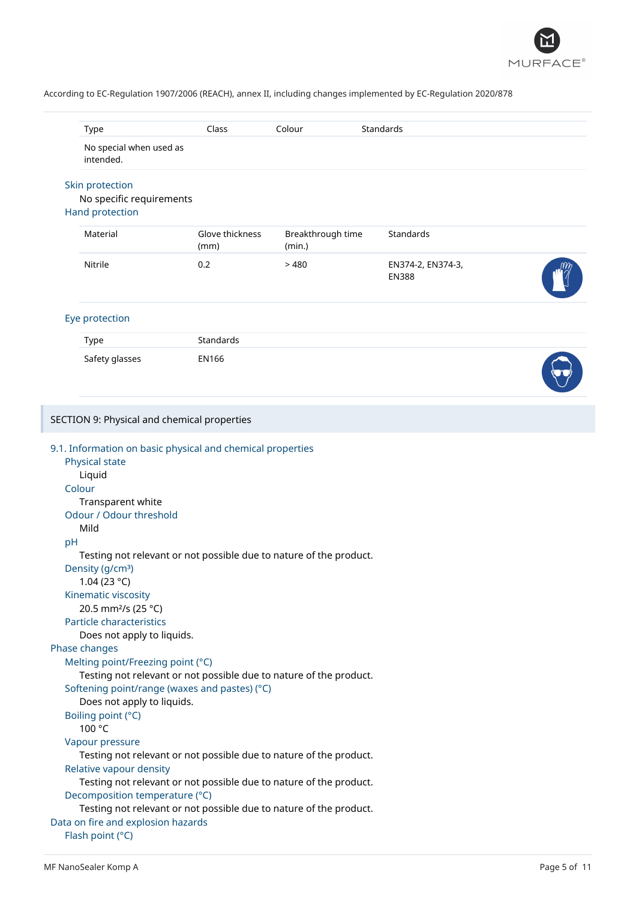According to EC-Regulation 1907/2006 (REACH), annex II, including changes implemented by EC-Regulation 2020/878

| Type | Class | Colour | Standards |
|---|---|---|---|
| No special when used as intended. | | | |

### Skin protection

No specific requirements

### Hand protection

| Material | Glove thickness (mm) | Breakthrough time (min.) | Standards |
|---|---|---|---|
| Nitrile | 0.2 | > 480 | EN374-2, EN374-3, EN388 |

### Eye protection

| Type | Standards |
|---|---|
| Safety glasses | EN166 |

## SECTION 9: Physical and chemical properties

### 9.1. Information on basic physical and chemical properties

**Physical state**
Liquid

**Colour**
Transparent white

**Odour / Odour threshold**
Mild

**pH**
Testing not relevant or not possible due to nature of the product.

**Density (g/cm³)**
1.04 (23 °C)

**Kinematic viscosity**
20.5 mm²/s (25 °C)

**Particle characteristics**
Does not apply to liquids.

### Phase changes

**Melting point/Freezing point (°C)**
Testing not relevant or not possible due to nature of the product.

**Softening point/range (waxes and pastes) (°C)**
Does not apply to liquids.

**Boiling point (°C)**
100 °C

**Vapour pressure**
Testing not relevant or not possible due to nature of the product.

**Relative vapour density**
Testing not relevant or not possible due to nature of the product.

**Decomposition temperature (°C)**
Testing not relevant or not possible due to nature of the product.

### Data on fire and explosion hazards

**Flash point (°C)**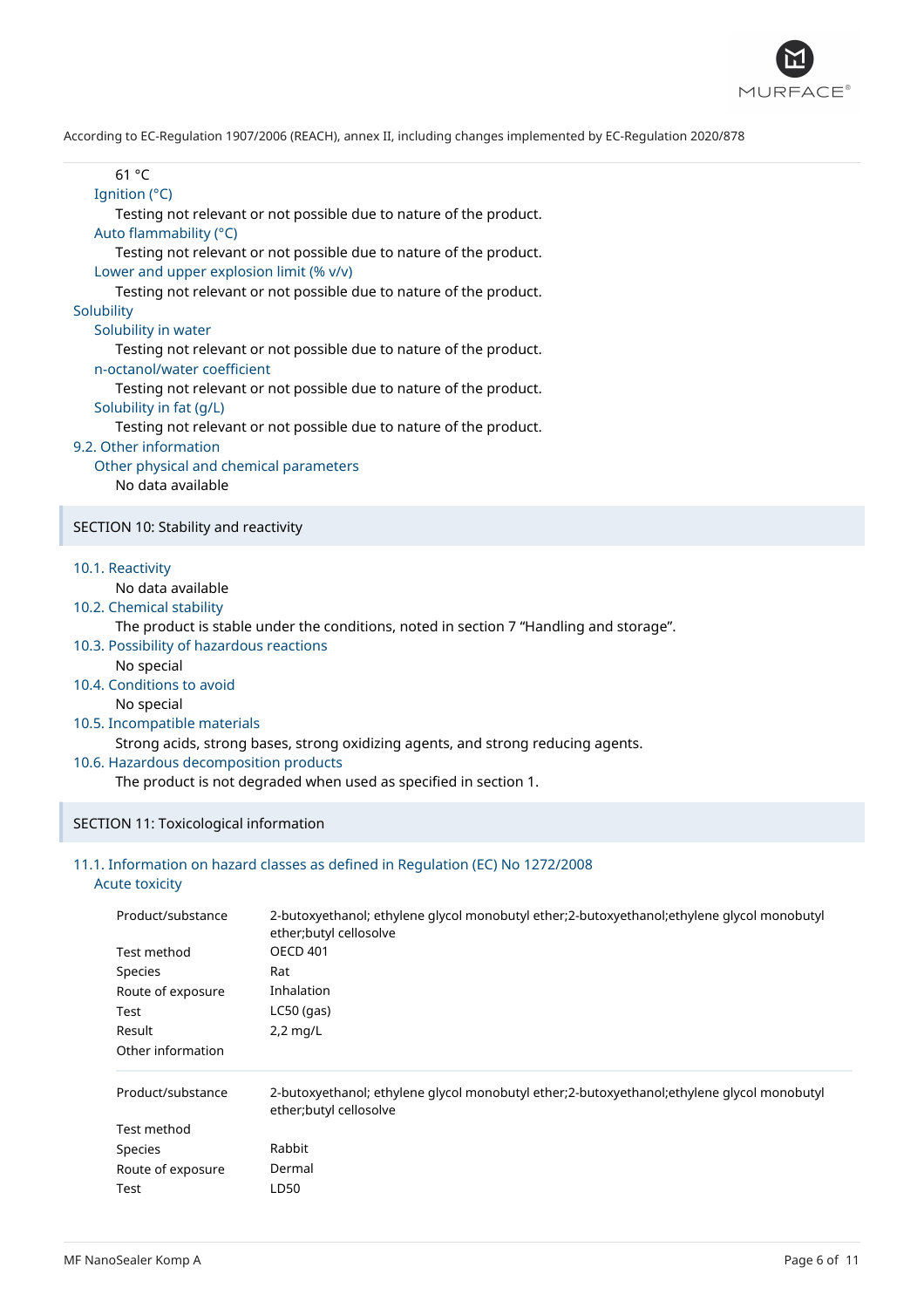61 °C

Ignition (°C)

Testing not relevant or not possible due to nature of the product.

Auto flammability (°C)

Testing not relevant or not possible due to nature of the product.

Lower and upper explosion limit (% v/v)

Testing not relevant or not possible due to nature of the product.

Solubility

Solubility in water

Testing not relevant or not possible due to nature of the product.

n-octanol/water coefficient

Testing not relevant or not possible due to nature of the product.

Solubility in fat (g/L)

Testing not relevant or not possible due to nature of the product.

### 9.2. Other information

Other physical and chemical parameters

No data available

## SECTION 10: Stability and reactivity

### 10.1. Reactivity

No data available

### 10.2. Chemical stability

The product is stable under the conditions, noted in section 7 “Handling and storage”.

### 10.3. Possibility of hazardous reactions

No special

### 10.4. Conditions to avoid

No special

### 10.5. Incompatible materials

Strong acids, strong bases, strong oxidizing agents, and strong reducing agents.

### 10.6. Hazardous decomposition products

The product is not degraded when used as specified in section 1.

## SECTION 11: Toxicological information

### 11.1. Information on hazard classes as defined in Regulation (EC) No 1272/2008

Acute toxicity

| | |
|---|---|
| Product/substance | 2-butoxyethanol; ethylene glycol monobutyl ether;2-butoxyethanol;ethylene glycol monobutyl ether;butyl cellosolve |
| Test method | OECD 401 |
| Species | Rat |
| Route of exposure | Inhalation |
| Test | LC50 (gas) |
| Result | 2,2 mg/L |
| Other information | |

| | |
|---|---|
| Product/substance | 2-butoxyethanol; ethylene glycol monobutyl ether;2-butoxyethanol;ethylene glycol monobutyl ether;butyl cellosolve |
| Test method | |
| Species | Rabbit |
| Route of exposure | Dermal |
| Test | LD50 |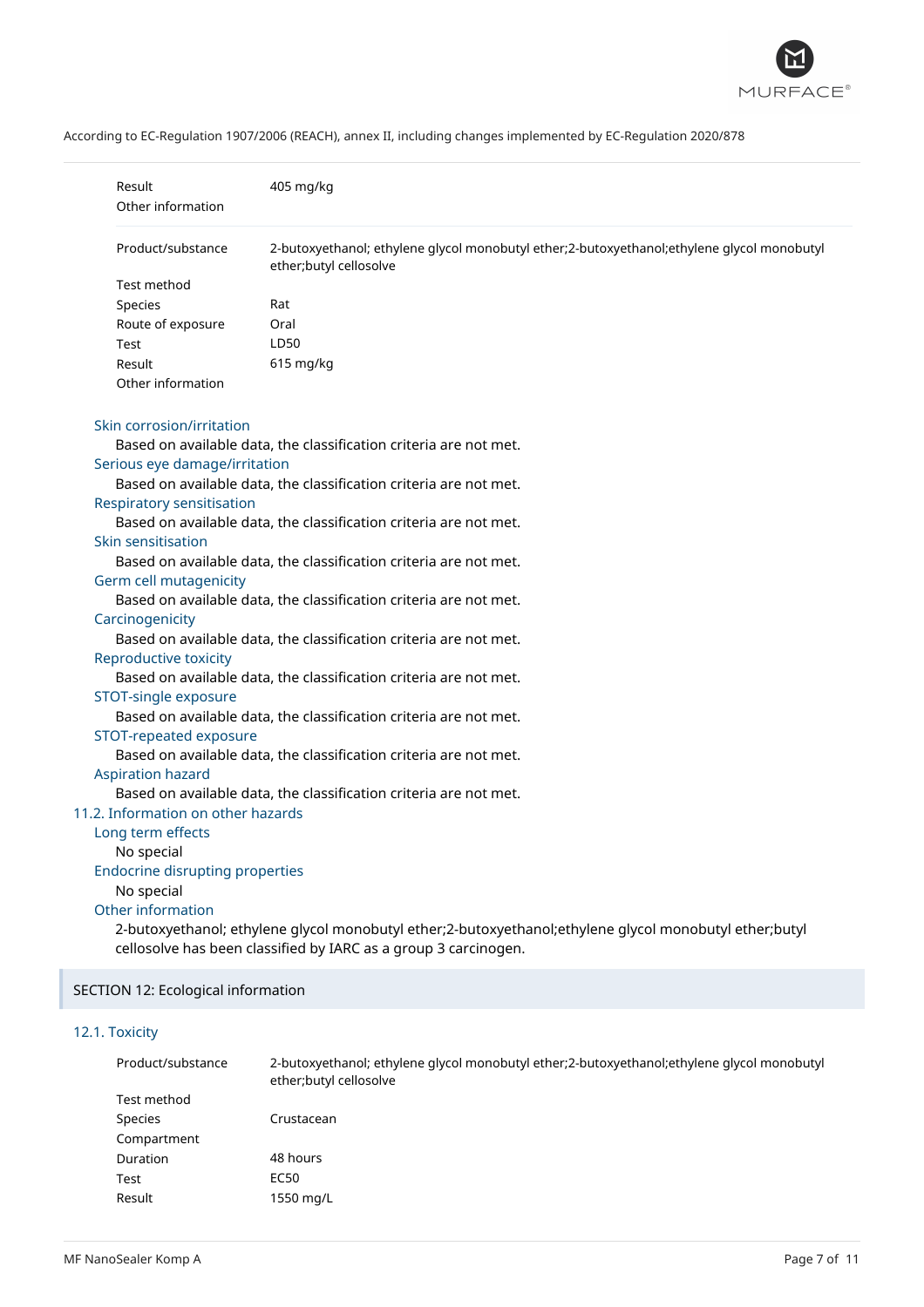| | |
|---|---|
| Result | 405 mg/kg |
| Other information | |

| | |
|---|---|
| Product/substance | 2-butoxyethanol; ethylene glycol monobutyl ether;2-butoxyethanol;ethylene glycol monobutyl ether;butyl cellosolve |
| Test method | |
| Species | Rat |
| Route of exposure | Oral |
| Test | LD50 |
| Result | 615 mg/kg |
| Other information | |

### Skin corrosion/irritation

Based on available data, the classification criteria are not met.

### Serious eye damage/irritation

Based on available data, the classification criteria are not met.

### Respiratory sensitisation

Based on available data, the classification criteria are not met.

### Skin sensitisation

Based on available data, the classification criteria are not met.

### Germ cell mutagenicity

Based on available data, the classification criteria are not met.

### Carcinogenicity

Based on available data, the classification criteria are not met.

### Reproductive toxicity

Based on available data, the classification criteria are not met.

### STOT-single exposure

Based on available data, the classification criteria are not met.

### STOT-repeated exposure

Based on available data, the classification criteria are not met.

### Aspiration hazard

Based on available data, the classification criteria are not met.

## 11.2. Information on other hazards

### Long term effects

No special

### Endocrine disrupting properties

No special

### Other information

2-butoxyethanol; ethylene glycol monobutyl ether;2-butoxyethanol;ethylene glycol monobutyl ether;butyl cellosolve has been classified by IARC as a group 3 carcinogen.

# SECTION 12: Ecological information

## 12.1. Toxicity

| | |
|---|---|
| Product/substance | 2-butoxyethanol; ethylene glycol monobutyl ether;2-butoxyethanol;ethylene glycol monobutyl ether;butyl cellosolve |
| Test method | |
| Species | Crustacean |
| Compartment | |
| Duration | 48 hours |
| Test | EC50 |
| Result | 1550 mg/L |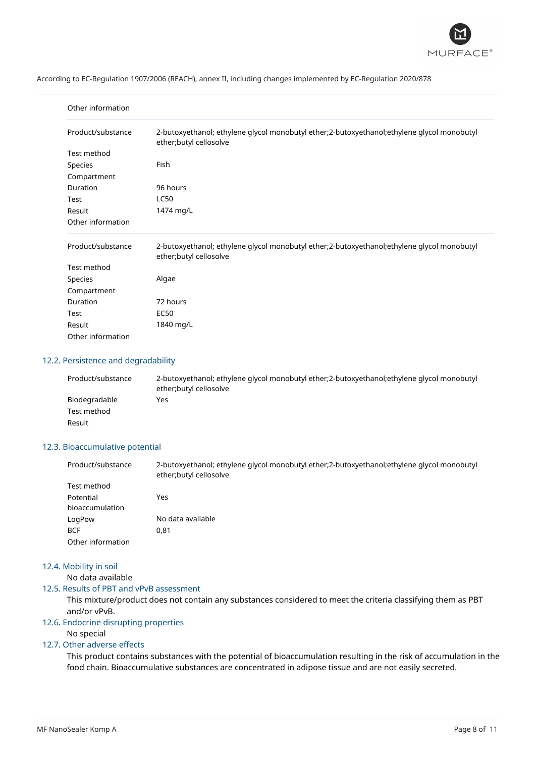According to EC-Regulation 1907/2006 (REACH), annex II, including changes implemented by EC-Regulation 2020/878

| | |
|---|---|
| Other information | |

| | |
|---|---|
| Product/substance | 2-butoxyethanol; ethylene glycol monobutyl ether;2-butoxyethanol;ethylene glycol monobutyl ether;butyl cellosolve |
| Test method | |
| Species | Fish |
| Compartment | |
| Duration | 96 hours |
| Test | LC50 |
| Result | 1474 mg/L |
| Other information | |

| | |
|---|---|
| Product/substance | 2-butoxyethanol; ethylene glycol monobutyl ether;2-butoxyethanol;ethylene glycol monobutyl ether;butyl cellosolve |
| Test method | |
| Species | Algae |
| Compartment | |
| Duration | 72 hours |
| Test | EC50 |
| Result | 1840 mg/L |
| Other information | |

## 12.2. Persistence and degradability

| | |
|---|---|
| Product/substance | 2-butoxyethanol; ethylene glycol monobutyl ether;2-butoxyethanol;ethylene glycol monobutyl ether;butyl cellosolve |
| Biodegradable | Yes |
| Test method | |
| Result | |

## 12.3. Bioaccumulative potential

| | |
|---|---|
| Product/substance | 2-butoxyethanol; ethylene glycol monobutyl ether;2-butoxyethanol;ethylene glycol monobutyl ether;butyl cellosolve |
| Test method | |
| Potential bioaccumulation | Yes |
| LogPow | No data available |
| BCF | 0,81 |
| Other information | |

## 12.4. Mobility in soil

No data available

## 12.5. Results of PBT and vPvB assessment

This mixture/product does not contain any substances considered to meet the criteria classifying them as PBT and/or vPvB.

## 12.6. Endocrine disrupting properties

No special

## 12.7. Other adverse effects

This product contains substances with the potential of bioaccumulation resulting in the risk of accumulation in the food chain. Bioaccumulative substances are concentrated in adipose tissue and are not easily secreted.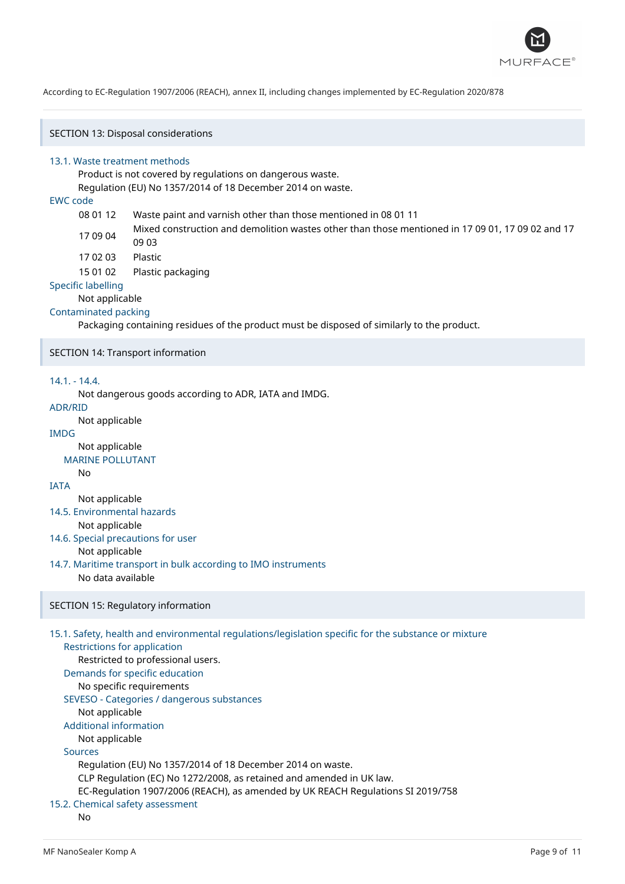## SECTION 13: Disposal considerations

### 13.1. Waste treatment methods

Product is not covered by regulations on dangerous waste.
Regulation (EU) No 1357/2014 of 18 December 2014 on waste.

**EWC code**

| | |
|---|---|
| 08 01 12 | Waste paint and varnish other than those mentioned in 08 01 11 |
| 17 09 04 | Mixed construction and demolition wastes other than those mentioned in 17 09 01, 17 09 02 and 17 09 03 |
| 17 02 03 | Plastic |
| 15 01 02 | Plastic packaging |

**Specific labelling**

Not applicable

**Contaminated packing**

Packaging containing residues of the product must be disposed of similarly to the product.

## SECTION 14: Transport information

### 14.1. - 14.4.

Not dangerous goods according to ADR, IATA and IMDG.

**ADR/RID**

Not applicable

**IMDG**

Not applicable

**MARINE POLLUTANT**

No

**IATA**

Not applicable

### 14.5. Environmental hazards

Not applicable

### 14.6. Special precautions for user

Not applicable

### 14.7. Maritime transport in bulk according to IMO instruments

No data available

## SECTION 15: Regulatory information

### 15.1. Safety, health and environmental regulations/legislation specific for the substance or mixture

**Restrictions for application**

Restricted to professional users.

**Demands for specific education**

No specific requirements

**SEVESO - Categories / dangerous substances**

Not applicable

**Additional information**

Not applicable

**Sources**

Regulation (EU) No 1357/2014 of 18 December 2014 on waste.
CLP Regulation (EC) No 1272/2008, as retained and amended in UK law.
EC-Regulation 1907/2006 (REACH), as amended by UK REACH Regulations SI 2019/758

### 15.2. Chemical safety assessment

No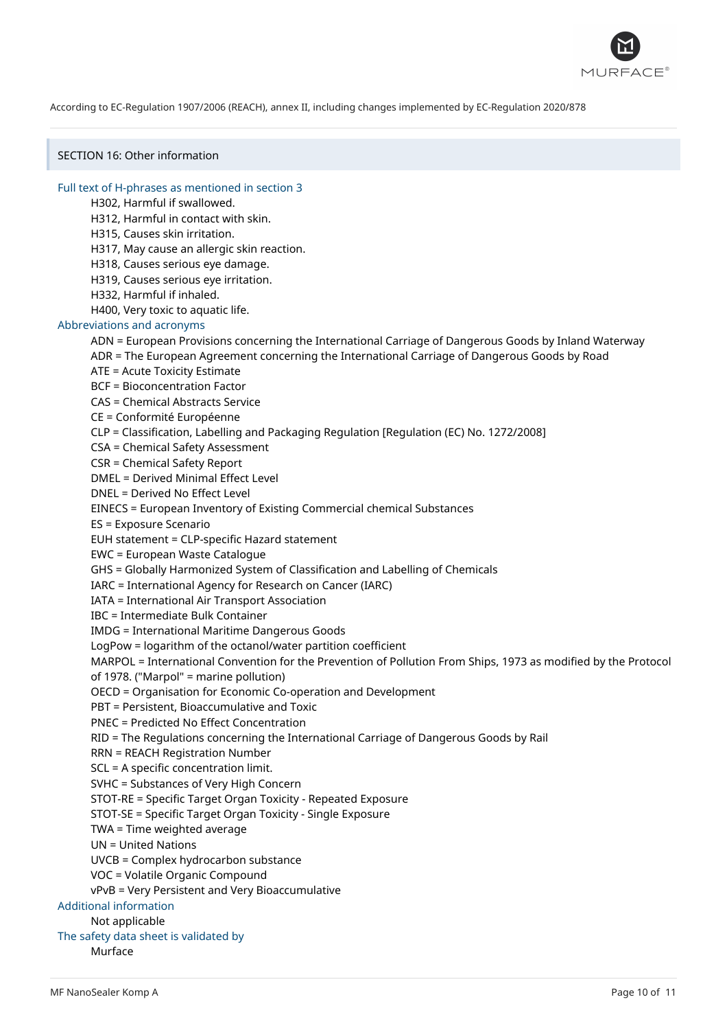## SECTION 16: Other information

### Full text of H-phrases as mentioned in section 3

H302, Harmful if swallowed.
H312, Harmful in contact with skin.
H315, Causes skin irritation.
H317, May cause an allergic skin reaction.
H318, Causes serious eye damage.
H319, Causes serious eye irritation.
H332, Harmful if inhaled.
H400, Very toxic to aquatic life.

### Abbreviations and acronyms

ADN = European Provisions concerning the International Carriage of Dangerous Goods by Inland Waterway
ADR = The European Agreement concerning the International Carriage of Dangerous Goods by Road
ATE = Acute Toxicity Estimate
BCF = Bioconcentration Factor
CAS = Chemical Abstracts Service
CE = Conformité Européenne
CLP = Classification, Labelling and Packaging Regulation [Regulation (EC) No. 1272/2008]
CSA = Chemical Safety Assessment
CSR = Chemical Safety Report
DMEL = Derived Minimal Effect Level
DNEL = Derived No Effect Level
EINECS = European Inventory of Existing Commercial chemical Substances
ES = Exposure Scenario
EUH statement = CLP-specific Hazard statement
EWC = European Waste Catalogue
GHS = Globally Harmonized System of Classification and Labelling of Chemicals
IARC = International Agency for Research on Cancer (IARC)
IATA = International Air Transport Association
IBC = Intermediate Bulk Container
IMDG = International Maritime Dangerous Goods
LogPow = logarithm of the octanol/water partition coefficient
MARPOL = International Convention for the Prevention of Pollution From Ships, 1973 as modified by the Protocol of 1978. ("Marpol" = marine pollution)
OECD = Organisation for Economic Co-operation and Development
PBT = Persistent, Bioaccumulative and Toxic
PNEC = Predicted No Effect Concentration
RID = The Regulations concerning the International Carriage of Dangerous Goods by Rail
RRN = REACH Registration Number
SCL = A specific concentration limit.
SVHC = Substances of Very High Concern
STOT-RE = Specific Target Organ Toxicity - Repeated Exposure
STOT-SE = Specific Target Organ Toxicity - Single Exposure
TWA = Time weighted average
UN = United Nations
UVCB = Complex hydrocarbon substance
VOC = Volatile Organic Compound
vPvB = Very Persistent and Very Bioaccumulative

### Additional information

Not applicable

### The safety data sheet is validated by

Murface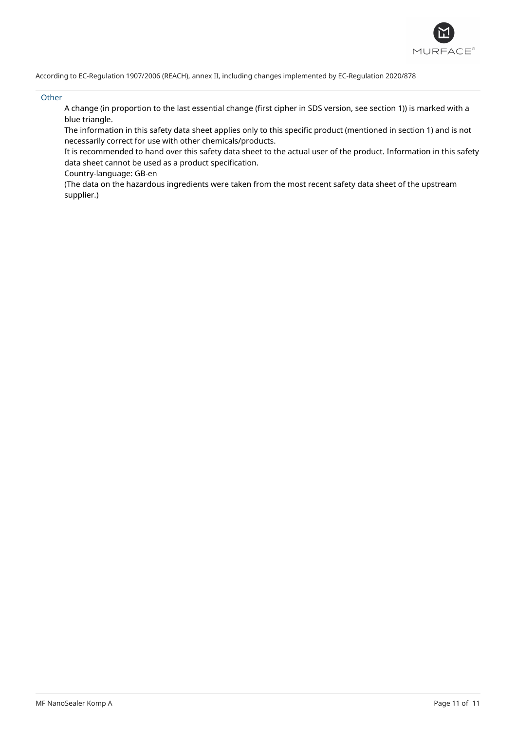### Other

A change (in proportion to the last essential change (first cipher in SDS version, see section 1)) is marked with a blue triangle.

The information in this safety data sheet applies only to this specific product (mentioned in section 1) and is not necessarily correct for use with other chemicals/products.

It is recommended to hand over this safety data sheet to the actual user of the product. Information in this safety data sheet cannot be used as a product specification.

Country-language: GB-en

(The data on the hazardous ingredients were taken from the most recent safety data sheet of the upstream supplier.)